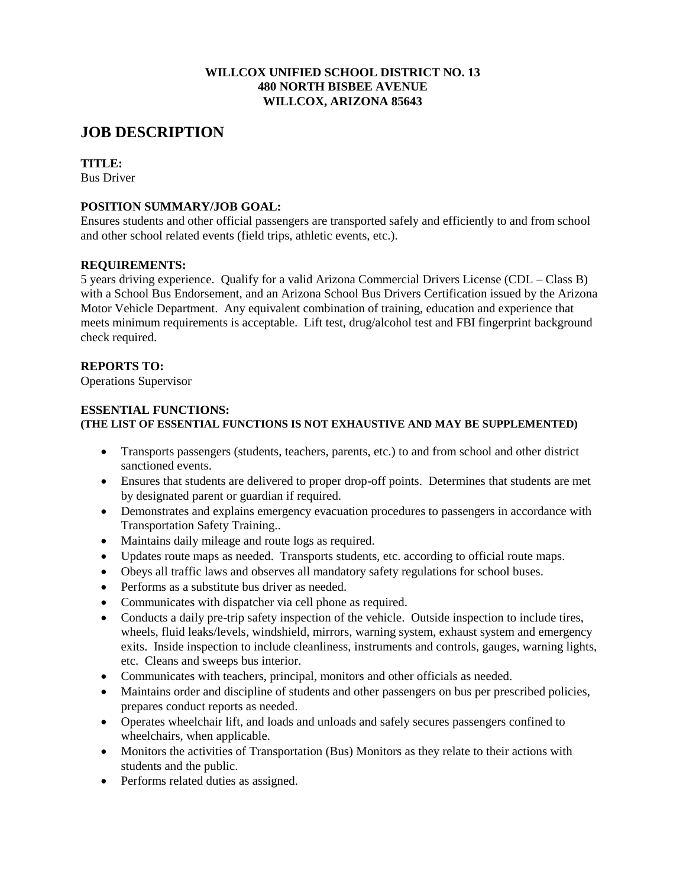**WILLCOX UNIFIED SCHOOL DISTRICT NO. 13**
**480 NORTH BISBEE AVENUE**
**WILLCOX, ARIZONA 85643**

# JOB DESCRIPTION

**TITLE:**
Bus Driver

**POSITION SUMMARY/JOB GOAL:**
Ensures students and other official passengers are transported safely and efficiently to and from school and other school related events (field trips, athletic events, etc.).

**REQUIREMENTS:**
5 years driving experience. Qualify for a valid Arizona Commercial Drivers License (CDL – Class B) with a School Bus Endorsement, and an Arizona School Bus Drivers Certification issued by the Arizona Motor Vehicle Department. Any equivalent combination of training, education and experience that meets minimum requirements is acceptable. Lift test, drug/alcohol test and FBI fingerprint background check required.

**REPORTS TO:**
Operations Supervisor

**ESSENTIAL FUNCTIONS:**
**(THE LIST OF ESSENTIAL FUNCTIONS IS NOT EXHAUSTIVE AND MAY BE SUPPLEMENTED)**

- Transports passengers (students, teachers, parents, etc.) to and from school and other district sanctioned events.
- Ensures that students are delivered to proper drop-off points. Determines that students are met by designated parent or guardian if required.
- Demonstrates and explains emergency evacuation procedures to passengers in accordance with Transportation Safety Training..
- Maintains daily mileage and route logs as required.
- Updates route maps as needed. Transports students, etc. according to official route maps.
- Obeys all traffic laws and observes all mandatory safety regulations for school buses.
- Performs as a substitute bus driver as needed.
- Communicates with dispatcher via cell phone as required.
- Conducts a daily pre-trip safety inspection of the vehicle. Outside inspection to include tires, wheels, fluid leaks/levels, windshield, mirrors, warning system, exhaust system and emergency exits. Inside inspection to include cleanliness, instruments and controls, gauges, warning lights, etc. Cleans and sweeps bus interior.
- Communicates with teachers, principal, monitors and other officials as needed.
- Maintains order and discipline of students and other passengers on bus per prescribed policies, prepares conduct reports as needed.
- Operates wheelchair lift, and loads and unloads and safely secures passengers confined to wheelchairs, when applicable.
- Monitors the activities of Transportation (Bus) Monitors as they relate to their actions with students and the public.
- Performs related duties as assigned.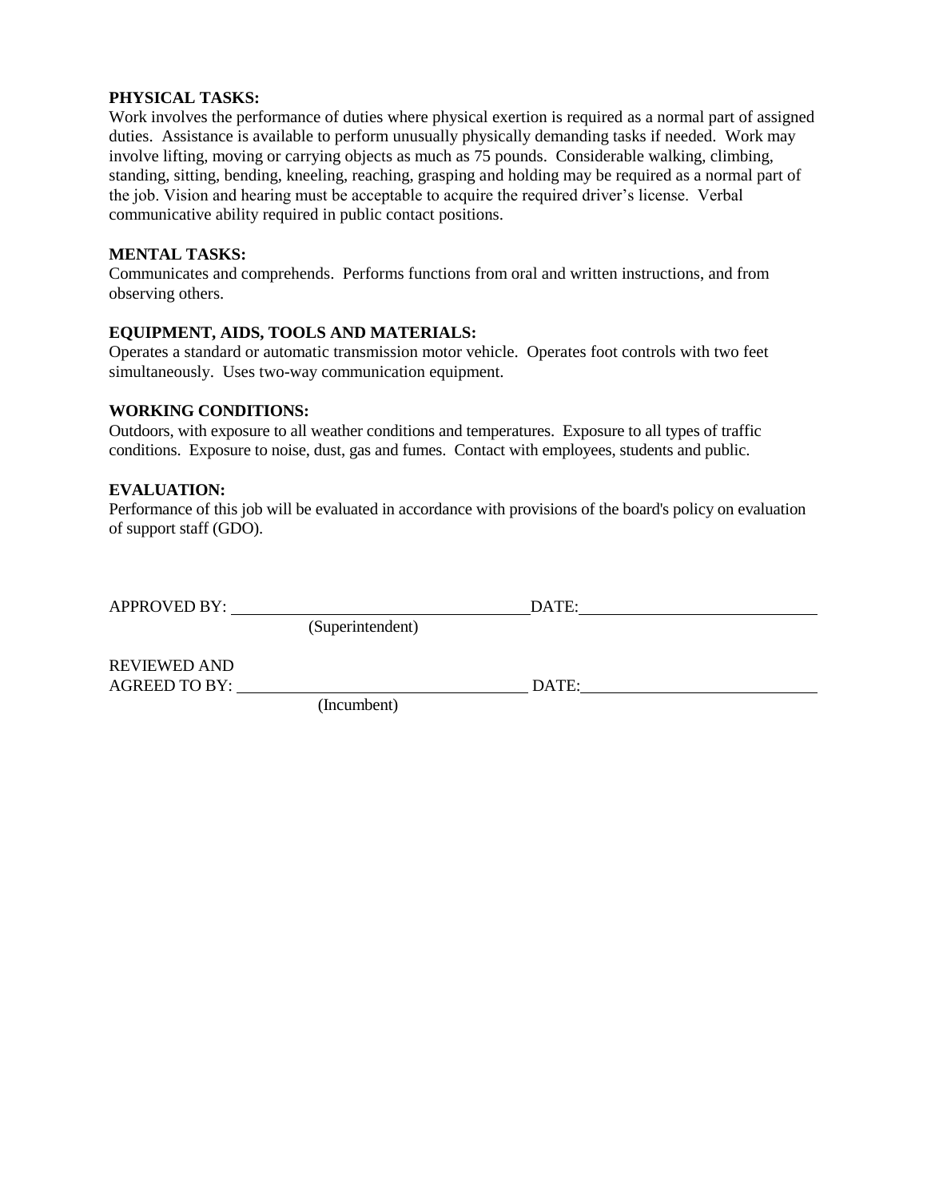**PHYSICAL TASKS:**
Work involves the performance of duties where physical exertion is required as a normal part of assigned duties. Assistance is available to perform unusually physically demanding tasks if needed. Work may involve lifting, moving or carrying objects as much as 75 pounds. Considerable walking, climbing, standing, sitting, bending, kneeling, reaching, grasping and holding may be required as a normal part of the job. Vision and hearing must be acceptable to acquire the required driver's license. Verbal communicative ability required in public contact positions.

**MENTAL TASKS:**
Communicates and comprehends. Performs functions from oral and written instructions, and from observing others.

**EQUIPMENT, AIDS, TOOLS AND MATERIALS:**
Operates a standard or automatic transmission motor vehicle. Operates foot controls with two feet simultaneously. Uses two-way communication equipment.

**WORKING CONDITIONS:**
Outdoors, with exposure to all weather conditions and temperatures. Exposure to all types of traffic conditions. Exposure to noise, dust, gas and fumes. Contact with employees, students and public.

**EVALUATION:**
Performance of this job will be evaluated in accordance with provisions of the board's policy on evaluation of support staff (GDO).

APPROVED BY: ______________________________ DATE: ______________________
(Superintendent)

REVIEWED AND
AGREED TO BY: ______________________________ DATE: ______________________
(Incumbent)